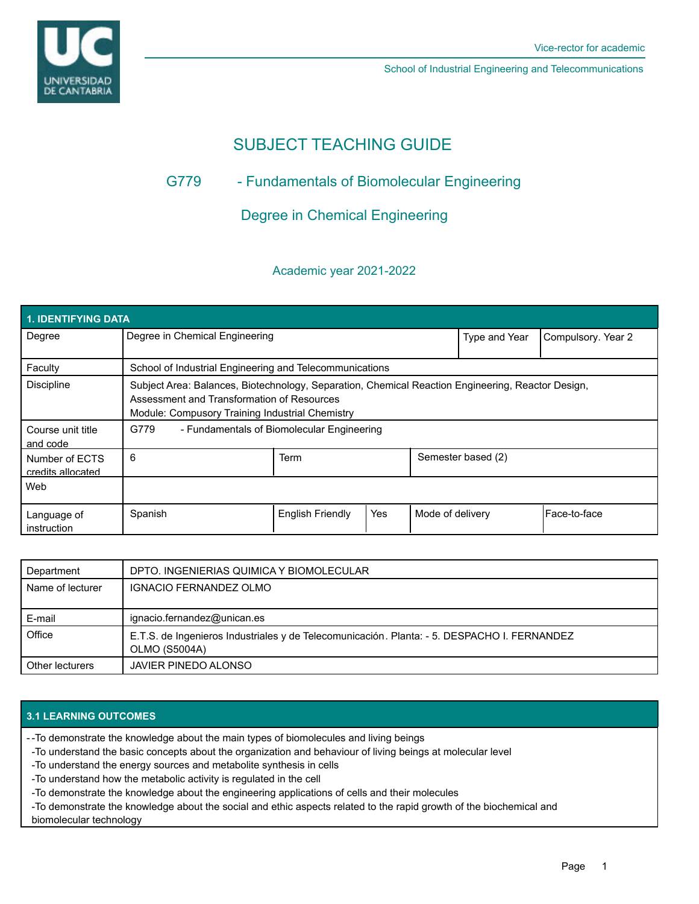Vice-rector for academic

School of Industrial Engineering and Telecommunications

# SUBJECT TEACHING GUIDE

## G779 - Fundamentals of Biomolecular Engineering

## Degree in Chemical Engineering

Academic year 2021-2022

| 1. IDENTIFYING DATA | | | | | |
|---|---|---|---|---|---|
| Degree | Degree in Chemical Engineering | | | Type and Year | Compulsory. Year 2 |
| Faculty | School of Industrial Engineering and Telecommunications | | | | |
| Discipline | Subject Area: Balances, Biotechnology, Separation, Chemical Reaction Engineering, Reactor Design, Assessment and Transformation of Resources<br>Module: Compusory Training Industrial Chemistry | | | | |
| Course unit title and code | G779 - Fundamentals of Biomolecular Engineering | | | | |
| Number of ECTS credits allocated | 6 | Term | | Semester based (2) | |
| Web | | | | | |
| Language of instruction | Spanish | English Friendly | Yes | Mode of delivery | Face-to-face |

| | |
|---|---|
| Department | DPTO. INGENIERIAS QUIMICA Y BIOMOLECULAR |
| Name of lecturer | IGNACIO FERNANDEZ OLMO |
| E-mail | ignacio.fernandez@unican.es |
| Office | E.T.S. de Ingenieros Industriales y de Telecomunicación. Planta: - 5. DESPACHO I. FERNANDEZ OLMO (S5004A) |
| Other lecturers | JAVIER PINEDO ALONSO |

## 3.1 LEARNING OUTCOMES

- -To demonstrate the knowledge about the main types of biomolecules and living beings
- -To understand the basic concepts about the organization and behaviour of living beings at molecular level
- -To understand the energy sources and metabolite synthesis in cells
- -To understand how the metabolic activity is regulated in the cell
- -To demonstrate the knowledge about the engineering applications of cells and their molecules
- -To demonstrate the knowledge about the social and ethic aspects related to the rapid growth of the biochemical and biomolecular technology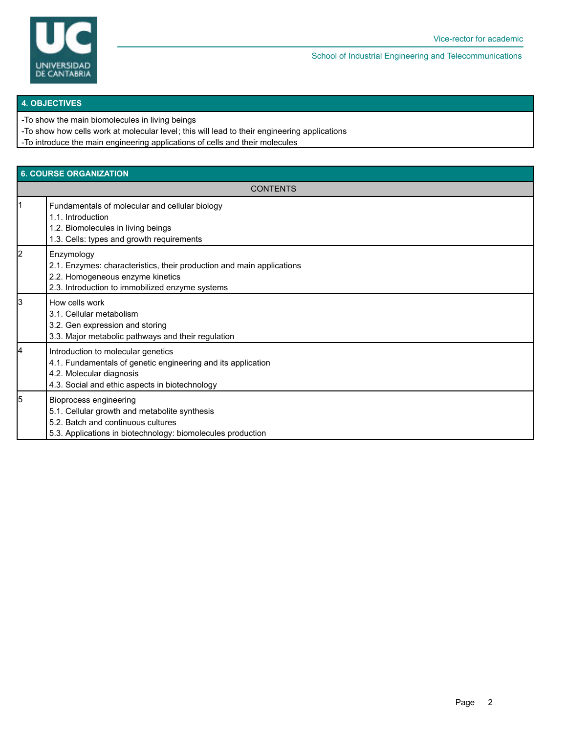## 4. OBJECTIVES

-To show the main biomolecules in living beings
-To show how cells work at molecular level; this will lead to their engineering applications
-To introduce the main engineering applications of cells and their molecules

## 6. COURSE ORGANIZATION

| | CONTENTS |
|---|---|
| 1 | Fundamentals of molecular and cellular biology<br>1.1. Introduction<br>1.2. Biomolecules in living beings<br>1.3. Cells: types and growth requirements |
| 2 | Enzymology<br>2.1. Enzymes: characteristics, their production and main applications<br>2.2. Homogeneous enzyme kinetics<br>2.3. Introduction to immobilized enzyme systems |
| 3 | How cells work<br>3.1. Cellular metabolism<br>3.2. Gen expression and storing<br>3.3. Major metabolic pathways and their regulation |
| 4 | Introduction to molecular genetics<br>4.1. Fundamentals of genetic engineering and its application<br>4.2. Molecular diagnosis<br>4.3. Social and ethic aspects in biotechnology |
| 5 | Bioprocess engineering<br>5.1. Cellular growth and metabolite synthesis<br>5.2. Batch and continuous cultures<br>5.3. Applications in biotechnology: biomolecules production |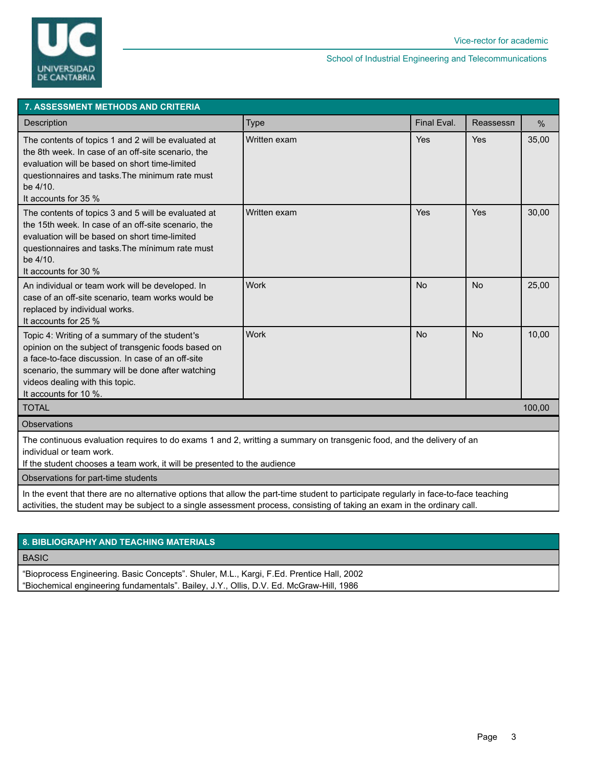## 7. ASSESSMENT METHODS AND CRITERIA

| Description | Type | Final Eval. | Reassessn | % |
|---|---|---|---|---|
| The contents of topics 1 and 2 will be evaluated at the 8th week. In case of an off-site scenario, the evaluation will be based on short time-limited questionnaires and tasks.The minimum rate must be 4/10.<br>It accounts for 35 % | Written exam | Yes | Yes | 35,00 |
| The contents of topics 3 and 5 will be evaluated at the 15th week. In case of an off-site scenario, the evaluation will be based on short time-limited questionnaires and tasks.The mínimum rate must be 4/10.<br>It accounts for 30 % | Written exam | Yes | Yes | 30,00 |
| An individual or team work will be developed. In case of an off-site scenario, team works would be replaced by individual works.<br>It accounts for 25 % | Work | No | No | 25,00 |
| Topic 4: Writing of a summary of the student's opinion on the subject of transgenic foods based on a face-to-face discussion. In case of an off-site scenario, the summary will be done after watching videos dealing with this topic.<br>It accounts for 10 %. | Work | No | No | 10,00 |
| TOTAL | | | | 100,00 |

**Observations**

The continuous evaluation requires to do exams 1 and 2, writting a summary on transgenic food, and the delivery of an individual or team work.
If the student chooses a team work, it will be presented to the audience

**Observations for part-time students**

In the event that there are no alternative options that allow the part-time student to participate regularly in face-to-face teaching activities, the student may be subject to a single assessment process, consisting of taking an exam in the ordinary call.

## 8. BIBLIOGRAPHY AND TEACHING MATERIALS

**BASIC**

“Bioprocess Engineering. Basic Concepts”. Shuler, M.L., Kargi, F.Ed. Prentice Hall, 2002
“Biochemical engineering fundamentals”. Bailey, J.Y., Ollis, D.V. Ed. McGraw-Hill, 1986